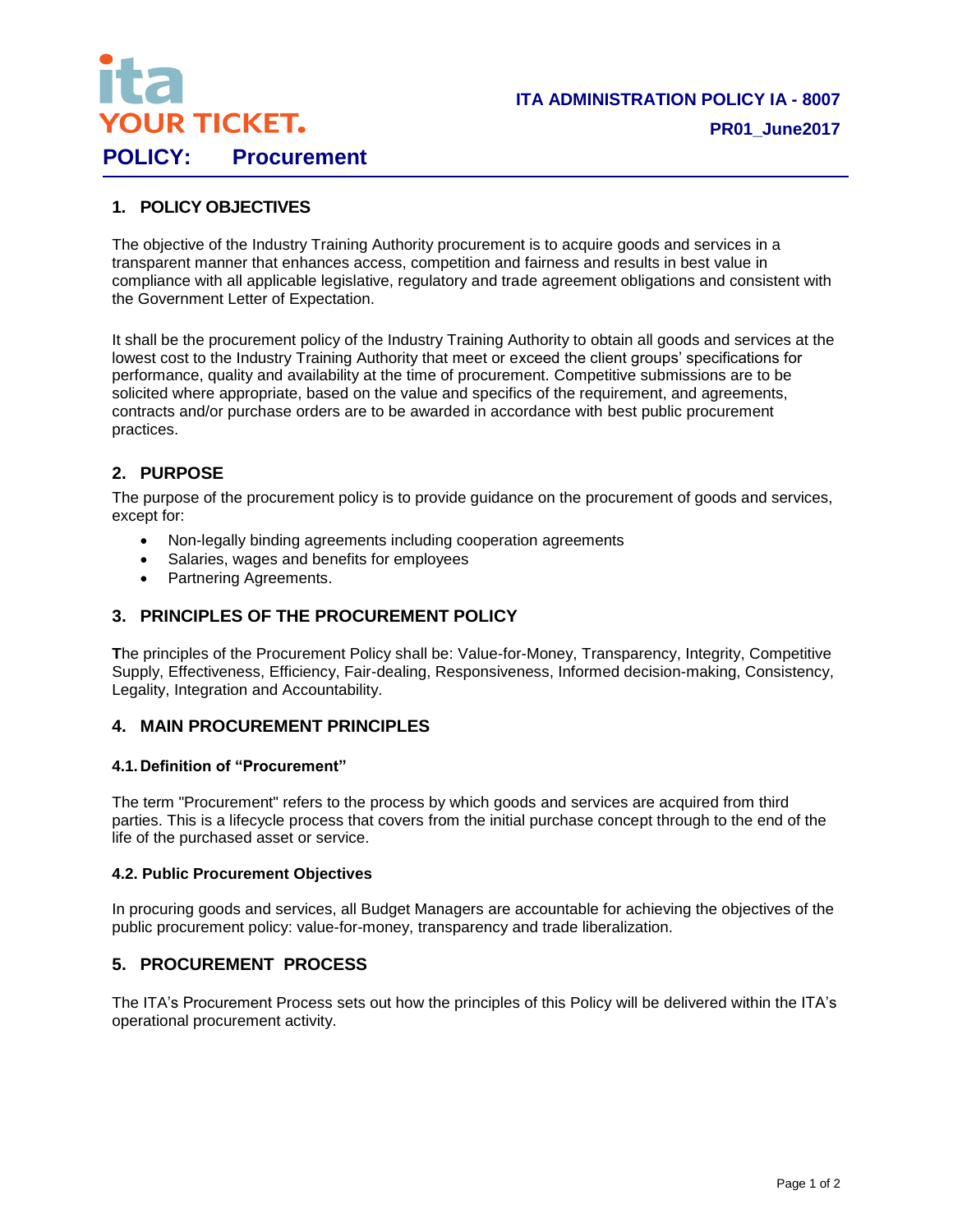ita
YOUR TICKET.

**ITA ADMINISTRATION POLICY IA - 8007**

**PR01_June2017**

# POLICY: Procurement

## 1. POLICY OBJECTIVES

The objective of the Industry Training Authority procurement is to acquire goods and services in a transparent manner that enhances access, competition and fairness and results in best value in compliance with all applicable legislative, regulatory and trade agreement obligations and consistent with the Government Letter of Expectation.

It shall be the procurement policy of the Industry Training Authority to obtain all goods and services at the lowest cost to the Industry Training Authority that meet or exceed the client groups' specifications for performance, quality and availability at the time of procurement. Competitive submissions are to be solicited where appropriate, based on the value and specifics of the requirement, and agreements, contracts and/or purchase orders are to be awarded in accordance with best public procurement practices.

## 2. PURPOSE

The purpose of the procurement policy is to provide guidance on the procurement of goods and services, except for:

- Non-legally binding agreements including cooperation agreements
- Salaries, wages and benefits for employees
- Partnering Agreements.

## 3. PRINCIPLES OF THE PROCUREMENT POLICY

**T**he principles of the Procurement Policy shall be: Value-for-Money, Transparency, Integrity, Competitive Supply, Effectiveness, Efficiency, Fair-dealing, Responsiveness, Informed decision-making, Consistency, Legality, Integration and Accountability.

## 4. MAIN PROCUREMENT PRINCIPLES

### 4.1. Definition of "Procurement"

The term "Procurement" refers to the process by which goods and services are acquired from third parties. This is a lifecycle process that covers from the initial purchase concept through to the end of the life of the purchased asset or service.

### 4.2. Public Procurement Objectives

In procuring goods and services, all Budget Managers are accountable for achieving the objectives of the public procurement policy: value-for-money, transparency and trade liberalization.

## 5. PROCUREMENT PROCESS

The ITA's Procurement Process sets out how the principles of this Policy will be delivered within the ITA's operational procurement activity.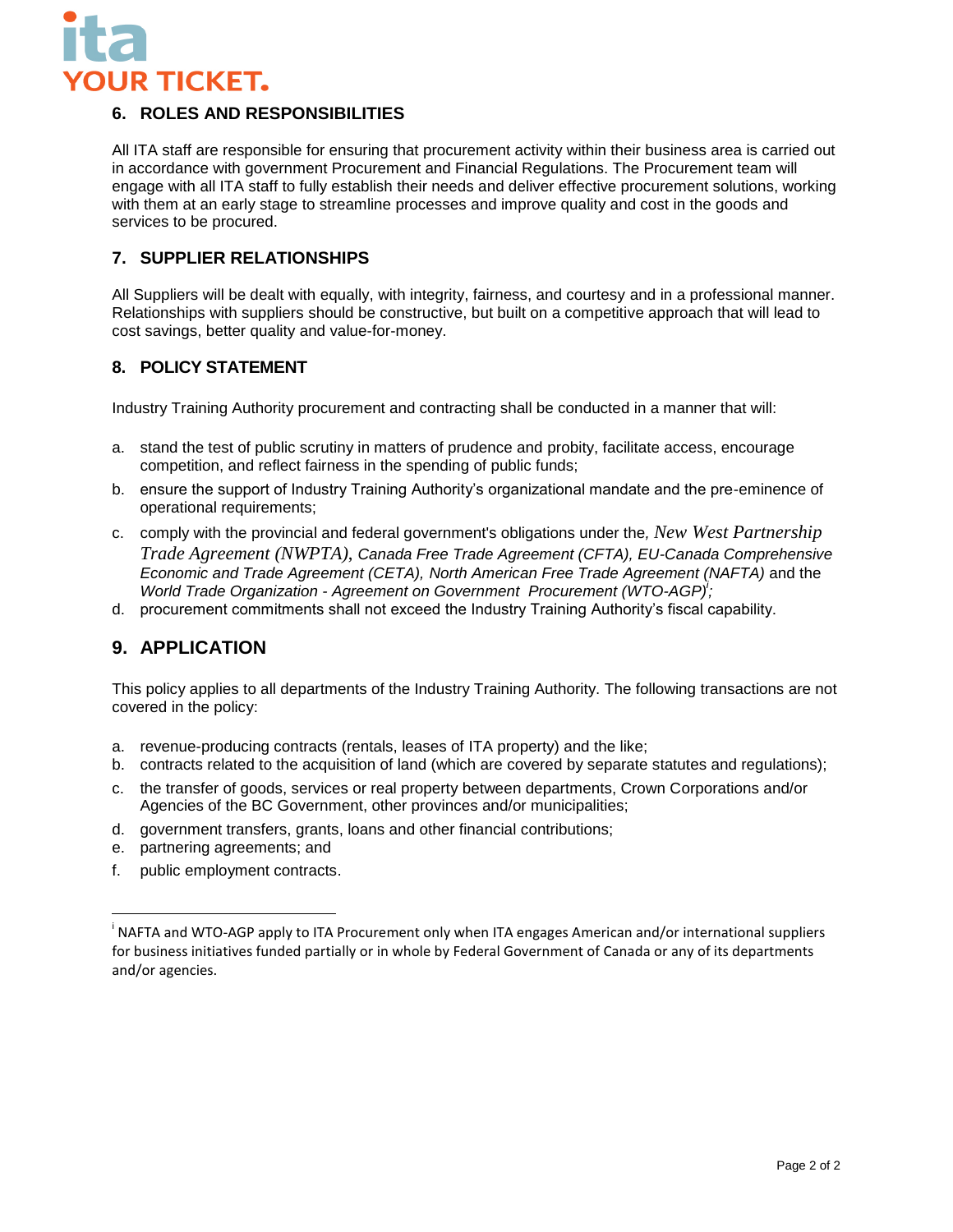## 6. ROLES AND RESPONSIBILITIES

All ITA staff are responsible for ensuring that procurement activity within their business area is carried out in accordance with government Procurement and Financial Regulations. The Procurement team will engage with all ITA staff to fully establish their needs and deliver effective procurement solutions, working with them at an early stage to streamline processes and improve quality and cost in the goods and services to be procured.

## 7. SUPPLIER RELATIONSHIPS

All Suppliers will be dealt with equally, with integrity, fairness, and courtesy and in a professional manner. Relationships with suppliers should be constructive, but built on a competitive approach that will lead to cost savings, better quality and value-for-money.

## 8. POLICY STATEMENT

Industry Training Authority procurement and contracting shall be conducted in a manner that will:

a. stand the test of public scrutiny in matters of prudence and probity, facilitate access, encourage competition, and reflect fairness in the spending of public funds;

b. ensure the support of Industry Training Authority's organizational mandate and the pre-eminence of operational requirements;

c. comply with the provincial and federal government's obligations under the*, New West Partnership Trade Agreement (NWPTA)*, *Canada Free Trade Agreement (CFTA), EU-Canada Comprehensive Economic and Trade Agreement (CETA), North American Free Trade Agreement (NAFTA)* and the *World Trade Organization - Agreement on Government Procurement (WTO-AGP)*[i]*;*

d. procurement commitments shall not exceed the Industry Training Authority's fiscal capability.

## 9. APPLICATION

This policy applies to all departments of the Industry Training Authority. The following transactions are not covered in the policy:

a. revenue-producing contracts (rentals, leases of ITA property) and the like;

b. contracts related to the acquisition of land (which are covered by separate statutes and regulations);

c. the transfer of goods, services or real property between departments, Crown Corporations and/or Agencies of the BC Government, other provinces and/or municipalities;

d. government transfers, grants, loans and other financial contributions;

e. partnering agreements; and

f. public employment contracts.

---

[i] NAFTA and WTO-AGP apply to ITA Procurement only when ITA engages American and/or international suppliers for business initiatives funded partially or in whole by Federal Government of Canada or any of its departments and/or agencies.